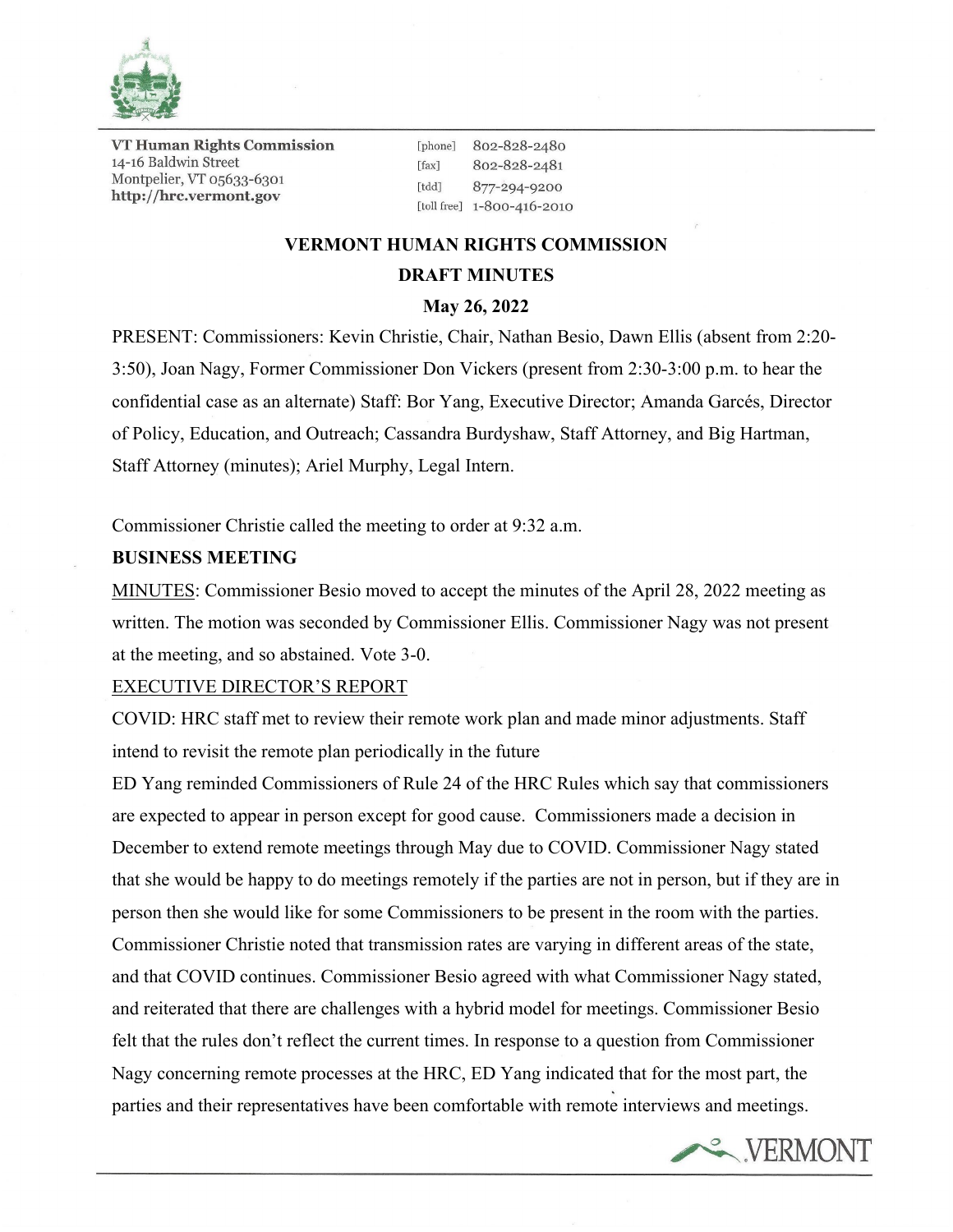VT Human Rights Commission
14-16 Baldwin Street
Montpelier, VT 05633-6301
http://hrc.vermont.gov

[phone] 802-828-2480
[fax] 802-828-2481
[tdd] 877-294-9200
[toll free] 1-800-416-2010

# VERMONT HUMAN RIGHTS COMMISSION

## DRAFT MINUTES

### May 26, 2022

PRESENT: Commissioners: Kevin Christie, Chair, Nathan Besio, Dawn Ellis (absent from 2:20-3:50), Joan Nagy, Former Commissioner Don Vickers (present from 2:30-3:00 p.m. to hear the confidential case as an alternate) Staff: Bor Yang, Executive Director; Amanda Garcés, Director of Policy, Education, and Outreach; Cassandra Burdyshaw, Staff Attorney, and Big Hartman, Staff Attorney (minutes); Ariel Murphy, Legal Intern.

Commissioner Christie called the meeting to order at 9:32 a.m.

**BUSINESS MEETING**

MINUTES: Commissioner Besio moved to accept the minutes of the April 28, 2022 meeting as written. The motion was seconded by Commissioner Ellis. Commissioner Nagy was not present at the meeting, and so abstained. Vote 3-0.

EXECUTIVE DIRECTOR'S REPORT

COVID: HRC staff met to review their remote work plan and made minor adjustments. Staff intend to revisit the remote plan periodically in the future

ED Yang reminded Commissioners of Rule 24 of the HRC Rules which say that commissioners are expected to appear in person except for good cause. Commissioners made a decision in December to extend remote meetings through May due to COVID. Commissioner Nagy stated that she would be happy to do meetings remotely if the parties are not in person, but if they are in person then she would like for some Commissioners to be present in the room with the parties. Commissioner Christie noted that transmission rates are varying in different areas of the state, and that COVID continues. Commissioner Besio agreed with what Commissioner Nagy stated, and reiterated that there are challenges with a hybrid model for meetings. Commissioner Besio felt that the rules don't reflect the current times. In response to a question from Commissioner Nagy concerning remote processes at the HRC, ED Yang indicated that for the most part, the parties and their representatives have been comfortable with remote interviews and meetings.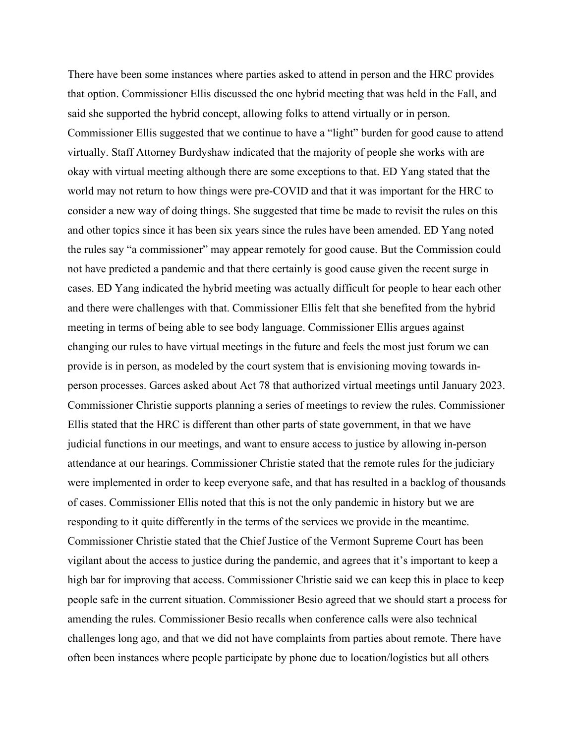There have been some instances where parties asked to attend in person and the HRC provides that option. Commissioner Ellis discussed the one hybrid meeting that was held in the Fall, and said she supported the hybrid concept, allowing folks to attend virtually or in person. Commissioner Ellis suggested that we continue to have a "light" burden for good cause to attend virtually. Staff Attorney Burdyshaw indicated that the majority of people she works with are okay with virtual meeting although there are some exceptions to that. ED Yang stated that the world may not return to how things were pre-COVID and that it was important for the HRC to consider a new way of doing things. She suggested that time be made to revisit the rules on this and other topics since it has been six years since the rules have been amended. ED Yang noted the rules say "a commissioner" may appear remotely for good cause. But the Commission could not have predicted a pandemic and that there certainly is good cause given the recent surge in cases. ED Yang indicated the hybrid meeting was actually difficult for people to hear each other and there were challenges with that. Commissioner Ellis felt that she benefited from the hybrid meeting in terms of being able to see body language. Commissioner Ellis argues against changing our rules to have virtual meetings in the future and feels the most just forum we can provide is in person, as modeled by the court system that is envisioning moving towards in-person processes. Garces asked about Act 78 that authorized virtual meetings until January 2023. Commissioner Christie supports planning a series of meetings to review the rules. Commissioner Ellis stated that the HRC is different than other parts of state government, in that we have judicial functions in our meetings, and want to ensure access to justice by allowing in-person attendance at our hearings. Commissioner Christie stated that the remote rules for the judiciary were implemented in order to keep everyone safe, and that has resulted in a backlog of thousands of cases. Commissioner Ellis noted that this is not the only pandemic in history but we are responding to it quite differently in the terms of the services we provide in the meantime. Commissioner Christie stated that the Chief Justice of the Vermont Supreme Court has been vigilant about the access to justice during the pandemic, and agrees that it's important to keep a high bar for improving that access. Commissioner Christie said we can keep this in place to keep people safe in the current situation. Commissioner Besio agreed that we should start a process for amending the rules. Commissioner Besio recalls when conference calls were also technical challenges long ago, and that we did not have complaints from parties about remote. There have often been instances where people participate by phone due to location/logistics but all others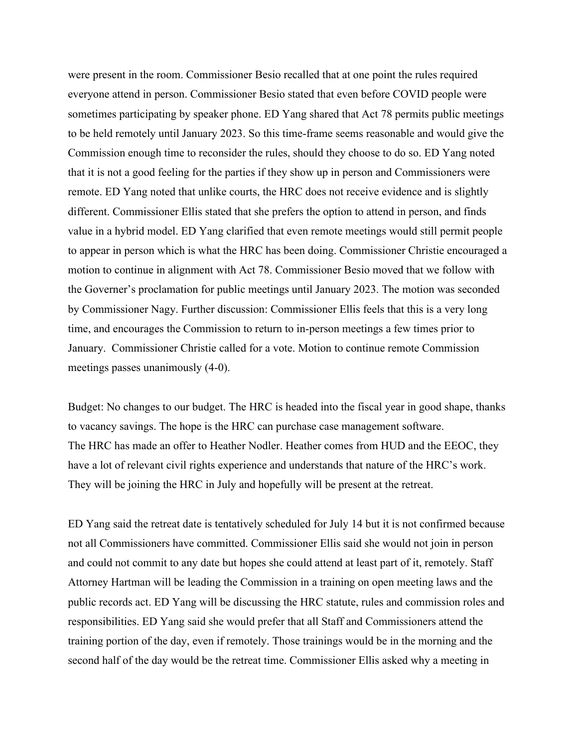were present in the room. Commissioner Besio recalled that at one point the rules required everyone attend in person. Commissioner Besio stated that even before COVID people were sometimes participating by speaker phone. ED Yang shared that Act 78 permits public meetings to be held remotely until January 2023. So this time-frame seems reasonable and would give the Commission enough time to reconsider the rules, should they choose to do so. ED Yang noted that it is not a good feeling for the parties if they show up in person and Commissioners were remote. ED Yang noted that unlike courts, the HRC does not receive evidence and is slightly different. Commissioner Ellis stated that she prefers the option to attend in person, and finds value in a hybrid model. ED Yang clarified that even remote meetings would still permit people to appear in person which is what the HRC has been doing. Commissioner Christie encouraged a motion to continue in alignment with Act 78. Commissioner Besio moved that we follow with the Governer's proclamation for public meetings until January 2023. The motion was seconded by Commissioner Nagy. Further discussion: Commissioner Ellis feels that this is a very long time, and encourages the Commission to return to in-person meetings a few times prior to January. Commissioner Christie called for a vote. Motion to continue remote Commission meetings passes unanimously (4-0).

Budget: No changes to our budget. The HRC is headed into the fiscal year in good shape, thanks to vacancy savings. The hope is the HRC can purchase case management software.
The HRC has made an offer to Heather Nodler. Heather comes from HUD and the EEOC, they have a lot of relevant civil rights experience and understands that nature of the HRC's work. They will be joining the HRC in July and hopefully will be present at the retreat.

ED Yang said the retreat date is tentatively scheduled for July 14 but it is not confirmed because not all Commissioners have committed. Commissioner Ellis said she would not join in person and could not commit to any date but hopes she could attend at least part of it, remotely. Staff Attorney Hartman will be leading the Commission in a training on open meeting laws and the public records act. ED Yang will be discussing the HRC statute, rules and commission roles and responsibilities. ED Yang said she would prefer that all Staff and Commissioners attend the training portion of the day, even if remotely. Those trainings would be in the morning and the second half of the day would be the retreat time. Commissioner Ellis asked why a meeting in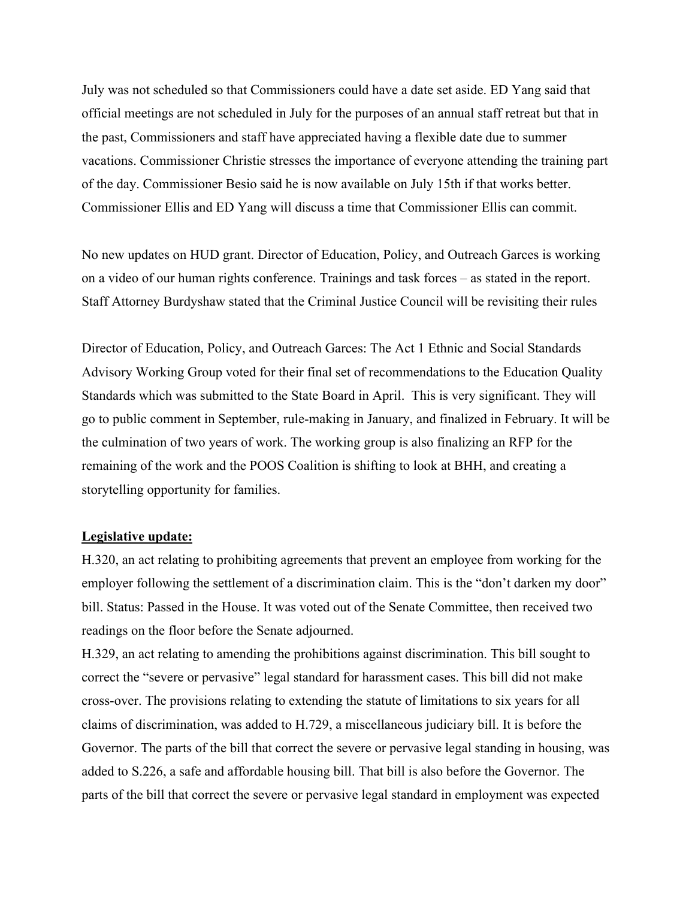July was not scheduled so that Commissioners could have a date set aside. ED Yang said that official meetings are not scheduled in July for the purposes of an annual staff retreat but that in the past, Commissioners and staff have appreciated having a flexible date due to summer vacations. Commissioner Christie stresses the importance of everyone attending the training part of the day. Commissioner Besio said he is now available on July 15th if that works better. Commissioner Ellis and ED Yang will discuss a time that Commissioner Ellis can commit.

No new updates on HUD grant. Director of Education, Policy, and Outreach Garces is working on a video of our human rights conference. Trainings and task forces – as stated in the report. Staff Attorney Burdyshaw stated that the Criminal Justice Council will be revisiting their rules

Director of Education, Policy, and Outreach Garces: The Act 1 Ethnic and Social Standards Advisory Working Group voted for their final set of recommendations to the Education Quality Standards which was submitted to the State Board in April. This is very significant. They will go to public comment in September, rule-making in January, and finalized in February. It will be the culmination of two years of work. The working group is also finalizing an RFP for the remaining of the work and the POOS Coalition is shifting to look at BHH, and creating a storytelling opportunity for families.

**Legislative update:**

H.320, an act relating to prohibiting agreements that prevent an employee from working for the employer following the settlement of a discrimination claim. This is the "don't darken my door" bill. Status: Passed in the House. It was voted out of the Senate Committee, then received two readings on the floor before the Senate adjourned.

H.329, an act relating to amending the prohibitions against discrimination. This bill sought to correct the "severe or pervasive" legal standard for harassment cases. This bill did not make cross-over. The provisions relating to extending the statute of limitations to six years for all claims of discrimination, was added to H.729, a miscellaneous judiciary bill. It is before the Governor. The parts of the bill that correct the severe or pervasive legal standing in housing, was added to S.226, a safe and affordable housing bill. That bill is also before the Governor. The parts of the bill that correct the severe or pervasive legal standard in employment was expected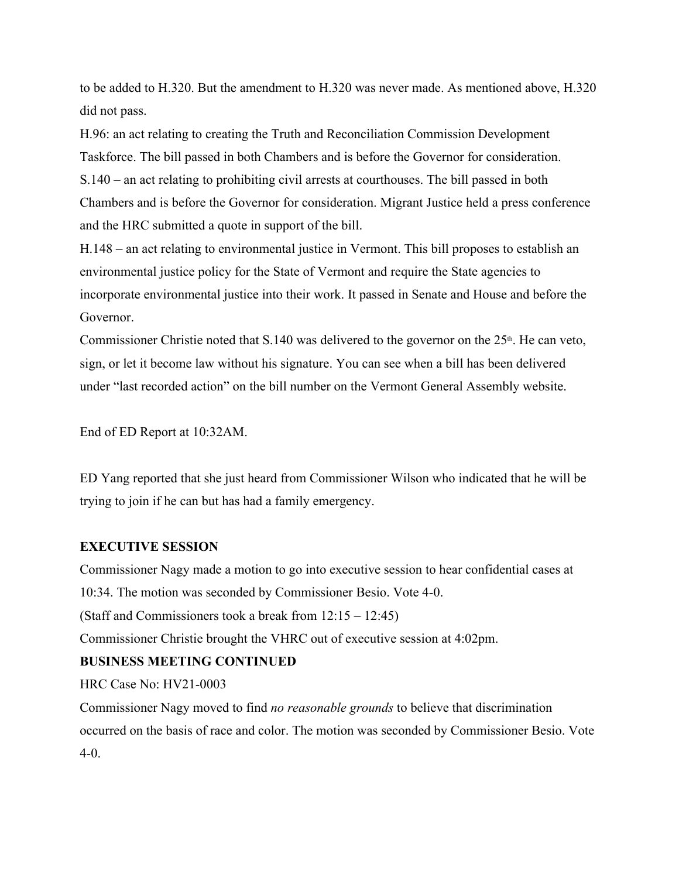to be added to H.320. But the amendment to H.320 was never made. As mentioned above, H.320 did not pass.

H.96: an act relating to creating the Truth and Reconciliation Commission Development Taskforce. The bill passed in both Chambers and is before the Governor for consideration.

S.140 – an act relating to prohibiting civil arrests at courthouses. The bill passed in both Chambers and is before the Governor for consideration. Migrant Justice held a press conference and the HRC submitted a quote in support of the bill.

H.148 – an act relating to environmental justice in Vermont. This bill proposes to establish an environmental justice policy for the State of Vermont and require the State agencies to incorporate environmental justice into their work. It passed in Senate and House and before the Governor.

Commissioner Christie noted that S.140 was delivered to the governor on the 25th. He can veto, sign, or let it become law without his signature. You can see when a bill has been delivered under "last recorded action" on the bill number on the Vermont General Assembly website.

End of ED Report at 10:32AM.

ED Yang reported that she just heard from Commissioner Wilson who indicated that he will be trying to join if he can but has had a family emergency.

**EXECUTIVE SESSION**

Commissioner Nagy made a motion to go into executive session to hear confidential cases at 10:34. The motion was seconded by Commissioner Besio. Vote 4-0.

(Staff and Commissioners took a break from 12:15 – 12:45)

Commissioner Christie brought the VHRC out of executive session at 4:02pm.

**BUSINESS MEETING CONTINUED**

HRC Case No: HV21-0003

Commissioner Nagy moved to find *no reasonable grounds* to believe that discrimination occurred on the basis of race and color. The motion was seconded by Commissioner Besio. Vote 4-0.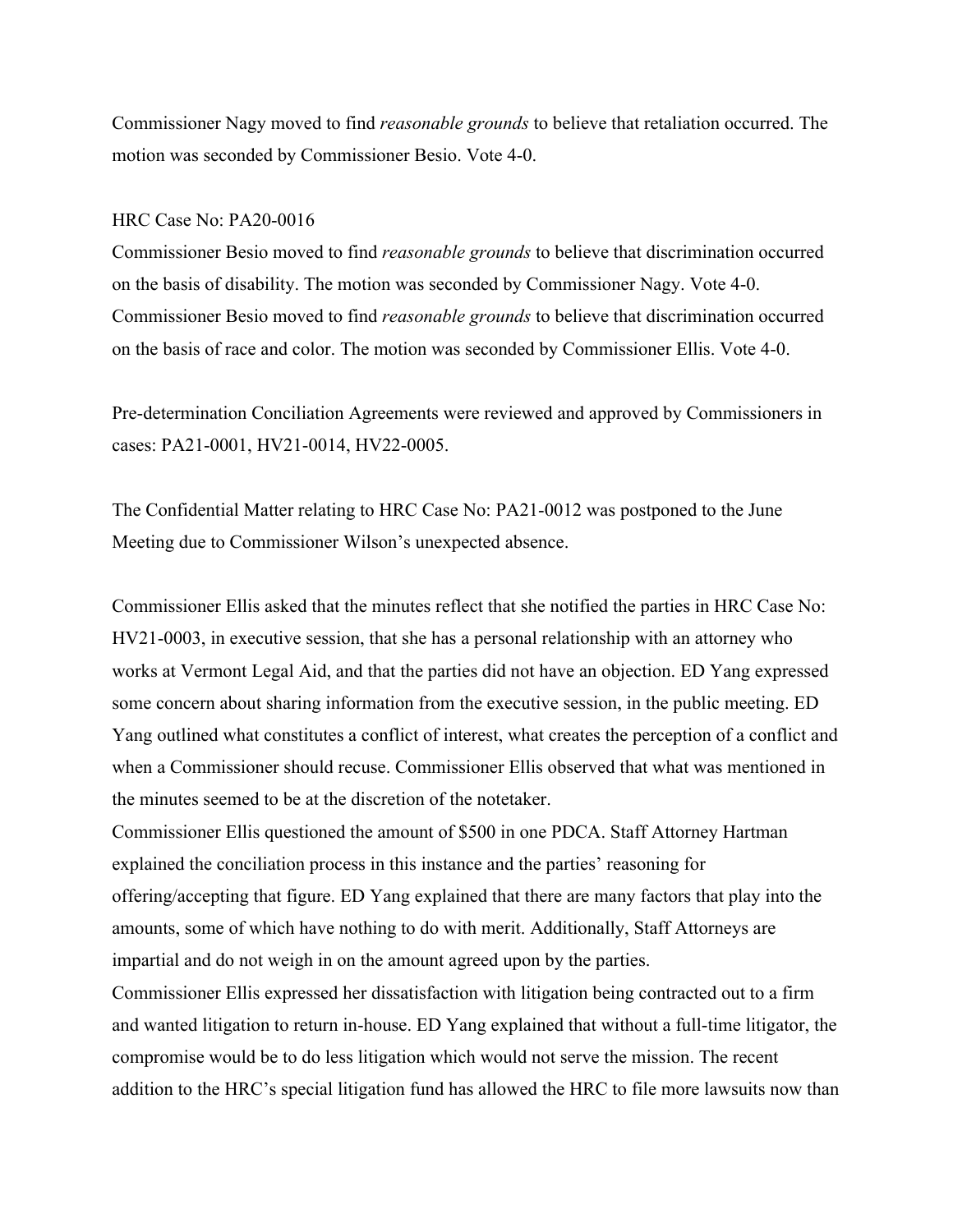Commissioner Nagy moved to find *reasonable grounds* to believe that retaliation occurred. The motion was seconded by Commissioner Besio. Vote 4-0.

HRC Case No: PA20-0016

Commissioner Besio moved to find *reasonable grounds* to believe that discrimination occurred on the basis of disability. The motion was seconded by Commissioner Nagy. Vote 4-0.
Commissioner Besio moved to find *reasonable grounds* to believe that discrimination occurred on the basis of race and color. The motion was seconded by Commissioner Ellis. Vote 4-0.

Pre-determination Conciliation Agreements were reviewed and approved by Commissioners in cases: PA21-0001, HV21-0014, HV22-0005.

The Confidential Matter relating to HRC Case No: PA21-0012 was postponed to the June Meeting due to Commissioner Wilson's unexpected absence.

Commissioner Ellis asked that the minutes reflect that she notified the parties in HRC Case No: HV21-0003, in executive session, that she has a personal relationship with an attorney who works at Vermont Legal Aid, and that the parties did not have an objection. ED Yang expressed some concern about sharing information from the executive session, in the public meeting. ED Yang outlined what constitutes a conflict of interest, what creates the perception of a conflict and when a Commissioner should recuse. Commissioner Ellis observed that what was mentioned in the minutes seemed to be at the discretion of the notetaker.

Commissioner Ellis questioned the amount of $500 in one PDCA. Staff Attorney Hartman explained the conciliation process in this instance and the parties' reasoning for offering/accepting that figure. ED Yang explained that there are many factors that play into the amounts, some of which have nothing to do with merit. Additionally, Staff Attorneys are impartial and do not weigh in on the amount agreed upon by the parties.

Commissioner Ellis expressed her dissatisfaction with litigation being contracted out to a firm and wanted litigation to return in-house. ED Yang explained that without a full-time litigator, the compromise would be to do less litigation which would not serve the mission. The recent addition to the HRC's special litigation fund has allowed the HRC to file more lawsuits now than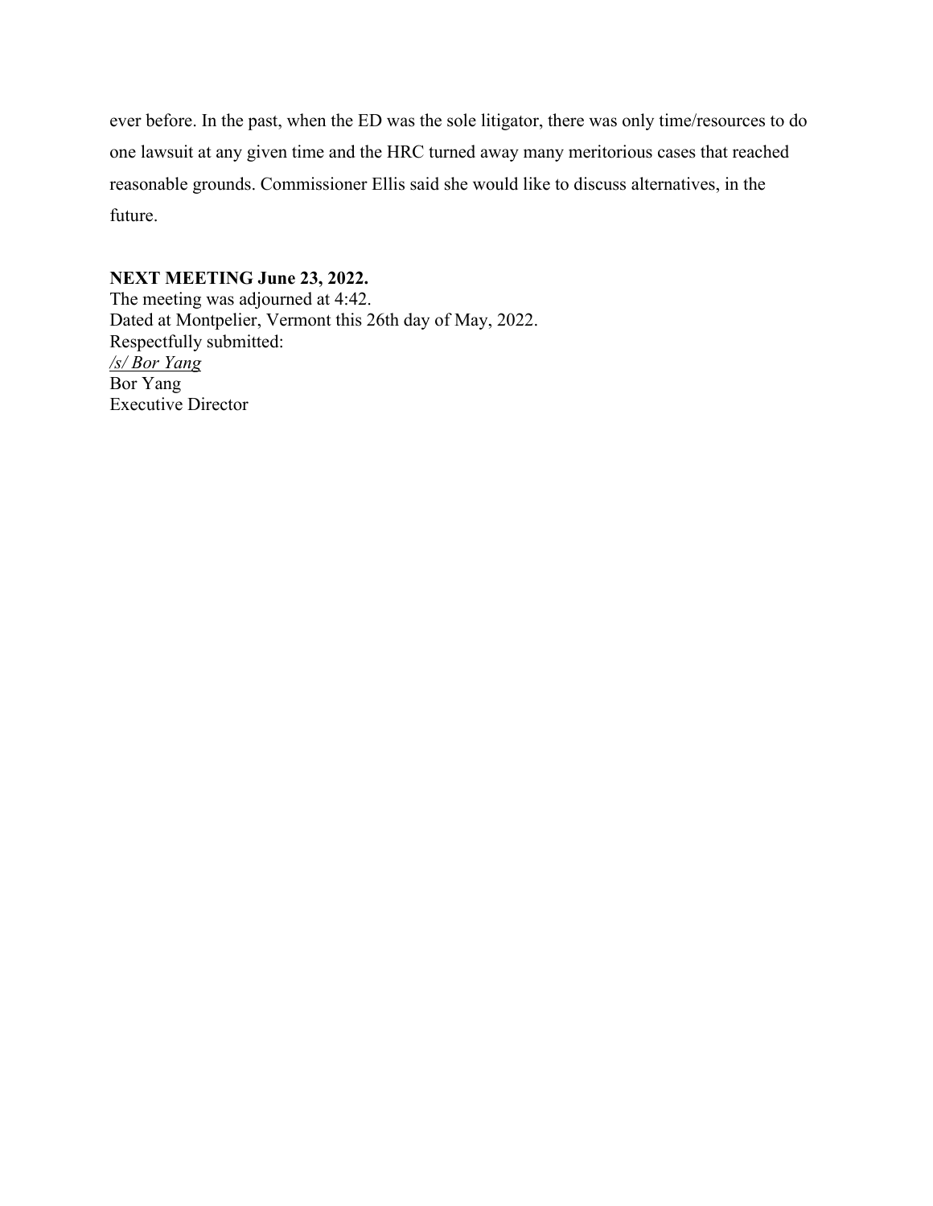ever before. In the past, when the ED was the sole litigator, there was only time/resources to do one lawsuit at any given time and the HRC turned away many meritorious cases that reached reasonable grounds. Commissioner Ellis said she would like to discuss alternatives, in the future.

**NEXT MEETING June 23, 2022.**

The meeting was adjourned at 4:42.
Dated at Montpelier, Vermont this 26th day of May, 2022.
Respectfully submitted:
*/s/ Bor Yang*
Bor Yang
Executive Director